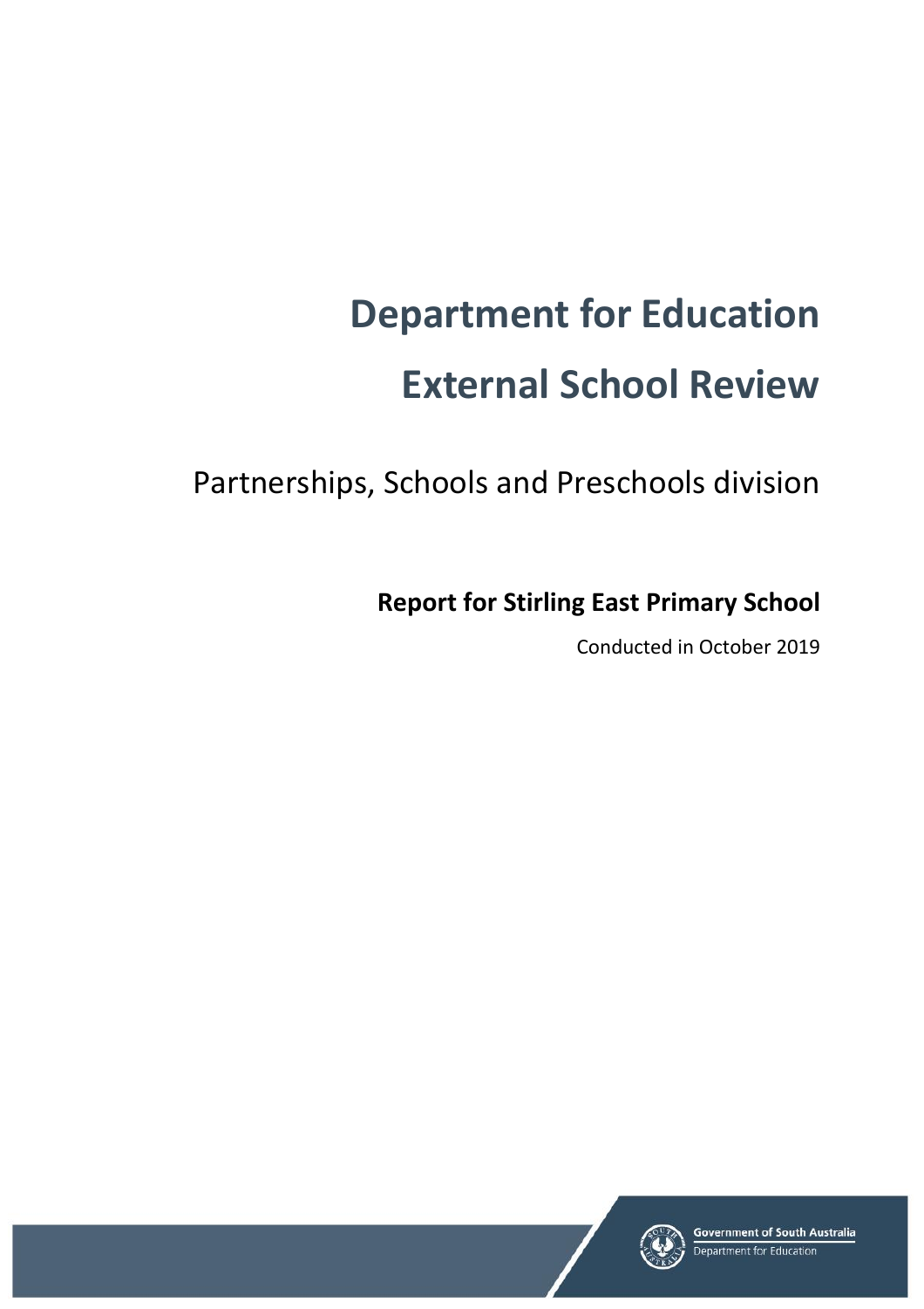# Department for Education

# External School Review

## Partnerships, Schools and Preschools division

### Report for Stirling East Primary School

Conducted in October 2019

Government of South Australia
Department for Education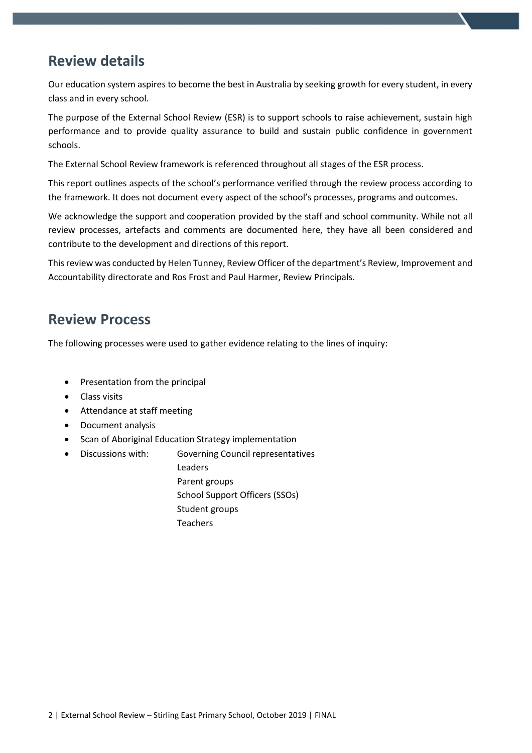## Review details

Our education system aspires to become the best in Australia by seeking growth for every student, in every class and in every school.

The purpose of the External School Review (ESR) is to support schools to raise achievement, sustain high performance and to provide quality assurance to build and sustain public confidence in government schools.

The External School Review framework is referenced throughout all stages of the ESR process.

This report outlines aspects of the school's performance verified through the review process according to the framework. It does not document every aspect of the school's processes, programs and outcomes.

We acknowledge the support and cooperation provided by the staff and school community. While not all review processes, artefacts and comments are documented here, they have all been considered and contribute to the development and directions of this report.

This review was conducted by Helen Tunney, Review Officer of the department's Review, Improvement and Accountability directorate and Ros Frost and Paul Harmer, Review Principals.

## Review Process

The following processes were used to gather evidence relating to the lines of inquiry:

- Presentation from the principal
- Class visits
- Attendance at staff meeting
- Document analysis
- Scan of Aboriginal Education Strategy implementation
- Discussions with:
  - Governing Council representatives
  - Leaders
  - Parent groups
  - School Support Officers (SSOs)
  - Student groups
  - Teachers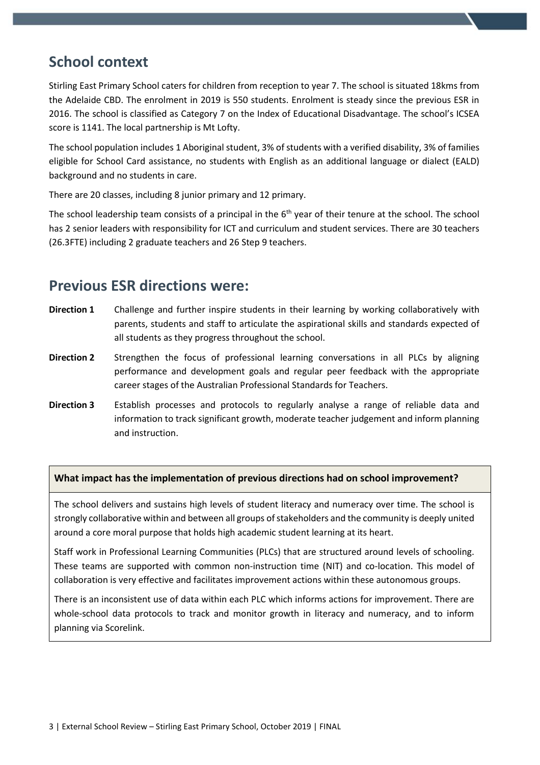## School context

Stirling East Primary School caters for children from reception to year 7. The school is situated 18kms from the Adelaide CBD. The enrolment in 2019 is 550 students. Enrolment is steady since the previous ESR in 2016. The school is classified as Category 7 on the Index of Educational Disadvantage. The school's ICSEA score is 1141. The local partnership is Mt Lofty.

The school population includes 1 Aboriginal student, 3% of students with a verified disability, 3% of families eligible for School Card assistance, no students with English as an additional language or dialect (EALD) background and no students in care.

There are 20 classes, including 8 junior primary and 12 primary.

The school leadership team consists of a principal in the 6th year of their tenure at the school. The school has 2 senior leaders with responsibility for ICT and curriculum and student services. There are 30 teachers (26.3FTE) including 2 graduate teachers and 26 Step 9 teachers.

## Previous ESR directions were:

**Direction 1** Challenge and further inspire students in their learning by working collaboratively with parents, students and staff to articulate the aspirational skills and standards expected of all students as they progress throughout the school.

**Direction 2** Strengthen the focus of professional learning conversations in all PLCs by aligning performance and development goals and regular peer feedback with the appropriate career stages of the Australian Professional Standards for Teachers.

**Direction 3** Establish processes and protocols to regularly analyse a range of reliable data and information to track significant growth, moderate teacher judgement and inform planning and instruction.

**What impact has the implementation of previous directions had on school improvement?**

The school delivers and sustains high levels of student literacy and numeracy over time. The school is strongly collaborative within and between all groups of stakeholders and the community is deeply united around a core moral purpose that holds high academic student learning at its heart.

Staff work in Professional Learning Communities (PLCs) that are structured around levels of schooling. These teams are supported with common non-instruction time (NIT) and co-location. This model of collaboration is very effective and facilitates improvement actions within these autonomous groups.

There is an inconsistent use of data within each PLC which informs actions for improvement. There are whole-school data protocols to track and monitor growth in literacy and numeracy, and to inform planning via Scorelink.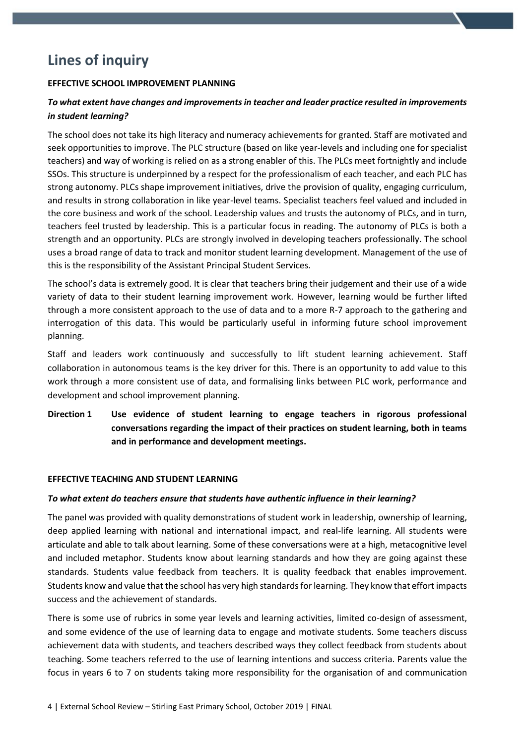# Lines of inquiry

**EFFECTIVE SCHOOL IMPROVEMENT PLANNING**

***To what extent have changes and improvements in teacher and leader practice resulted in improvements in student learning?***

The school does not take its high literacy and numeracy achievements for granted. Staff are motivated and seek opportunities to improve. The PLC structure (based on like year-levels and including one for specialist teachers) and way of working is relied on as a strong enabler of this. The PLCs meet fortnightly and include SSOs. This structure is underpinned by a respect for the professionalism of each teacher, and each PLC has strong autonomy. PLCs shape improvement initiatives, drive the provision of quality, engaging curriculum, and results in strong collaboration in like year-level teams. Specialist teachers feel valued and included in the core business and work of the school. Leadership values and trusts the autonomy of PLCs, and in turn, teachers feel trusted by leadership. This is a particular focus in reading. The autonomy of PLCs is both a strength and an opportunity. PLCs are strongly involved in developing teachers professionally. The school uses a broad range of data to track and monitor student learning development. Management of the use of this is the responsibility of the Assistant Principal Student Services.

The school's data is extremely good. It is clear that teachers bring their judgement and their use of a wide variety of data to their student learning improvement work. However, learning would be further lifted through a more consistent approach to the use of data and to a more R-7 approach to the gathering and interrogation of this data. This would be particularly useful in informing future school improvement planning.

Staff and leaders work continuously and successfully to lift student learning achievement. Staff collaboration in autonomous teams is the key driver for this. There is an opportunity to add value to this work through a more consistent use of data, and formalising links between PLC work, performance and development and school improvement planning.

**Direction 1 Use evidence of student learning to engage teachers in rigorous professional conversations regarding the impact of their practices on student learning, both in teams and in performance and development meetings.**

**EFFECTIVE TEACHING AND STUDENT LEARNING**

***To what extent do teachers ensure that students have authentic influence in their learning?***

The panel was provided with quality demonstrations of student work in leadership, ownership of learning, deep applied learning with national and international impact, and real-life learning. All students were articulate and able to talk about learning. Some of these conversations were at a high, metacognitive level and included metaphor. Students know about learning standards and how they are going against these standards. Students value feedback from teachers. It is quality feedback that enables improvement. Students know and value that the school has very high standards for learning. They know that effort impacts success and the achievement of standards.

There is some use of rubrics in some year levels and learning activities, limited co-design of assessment, and some evidence of the use of learning data to engage and motivate students. Some teachers discuss achievement data with students, and teachers described ways they collect feedback from students about teaching. Some teachers referred to the use of learning intentions and success criteria. Parents value the focus in years 6 to 7 on students taking more responsibility for the organisation of and communication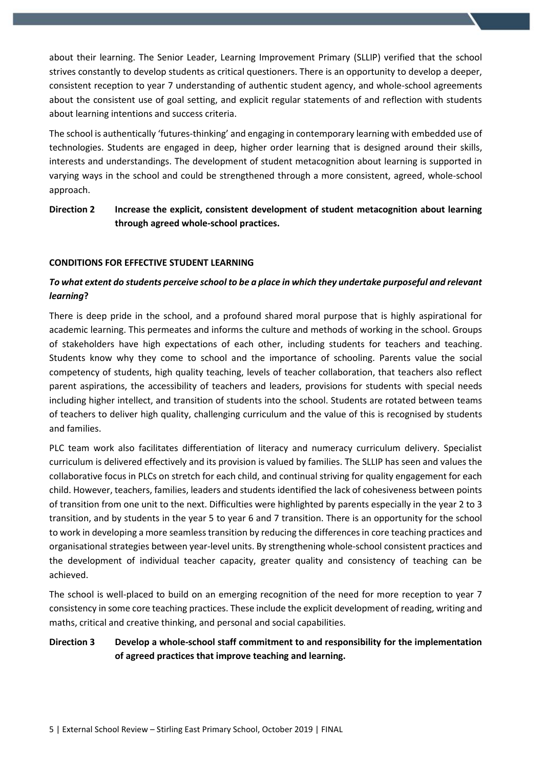about their learning. The Senior Leader, Learning Improvement Primary (SLLIP) verified that the school strives constantly to develop students as critical questioners. There is an opportunity to develop a deeper, consistent reception to year 7 understanding of authentic student agency, and whole-school agreements about the consistent use of goal setting, and explicit regular statements of and reflection with students about learning intentions and success criteria.

The school is authentically 'futures-thinking' and engaging in contemporary learning with embedded use of technologies. Students are engaged in deep, higher order learning that is designed around their skills, interests and understandings. The development of student metacognition about learning is supported in varying ways in the school and could be strengthened through a more consistent, agreed, whole-school approach.

**Direction 2 Increase the explicit, consistent development of student metacognition about learning through agreed whole-school practices.**

### CONDITIONS FOR EFFECTIVE STUDENT LEARNING

***To what extent do students perceive school to be a place in which they undertake purposeful and relevant learning?***

There is deep pride in the school, and a profound shared moral purpose that is highly aspirational for academic learning. This permeates and informs the culture and methods of working in the school. Groups of stakeholders have high expectations of each other, including students for teachers and teaching. Students know why they come to school and the importance of schooling. Parents value the social competency of students, high quality teaching, levels of teacher collaboration, that teachers also reflect parent aspirations, the accessibility of teachers and leaders, provisions for students with special needs including higher intellect, and transition of students into the school. Students are rotated between teams of teachers to deliver high quality, challenging curriculum and the value of this is recognised by students and families.

PLC team work also facilitates differentiation of literacy and numeracy curriculum delivery. Specialist curriculum is delivered effectively and its provision is valued by families. The SLLIP has seen and values the collaborative focus in PLCs on stretch for each child, and continual striving for quality engagement for each child. However, teachers, families, leaders and students identified the lack of cohesiveness between points of transition from one unit to the next. Difficulties were highlighted by parents especially in the year 2 to 3 transition, and by students in the year 5 to year 6 and 7 transition. There is an opportunity for the school to work in developing a more seamless transition by reducing the differences in core teaching practices and organisational strategies between year-level units. By strengthening whole-school consistent practices and the development of individual teacher capacity, greater quality and consistency of teaching can be achieved.

The school is well-placed to build on an emerging recognition of the need for more reception to year 7 consistency in some core teaching practices. These include the explicit development of reading, writing and maths, critical and creative thinking, and personal and social capabilities.

**Direction 3 Develop a whole-school staff commitment to and responsibility for the implementation of agreed practices that improve teaching and learning.**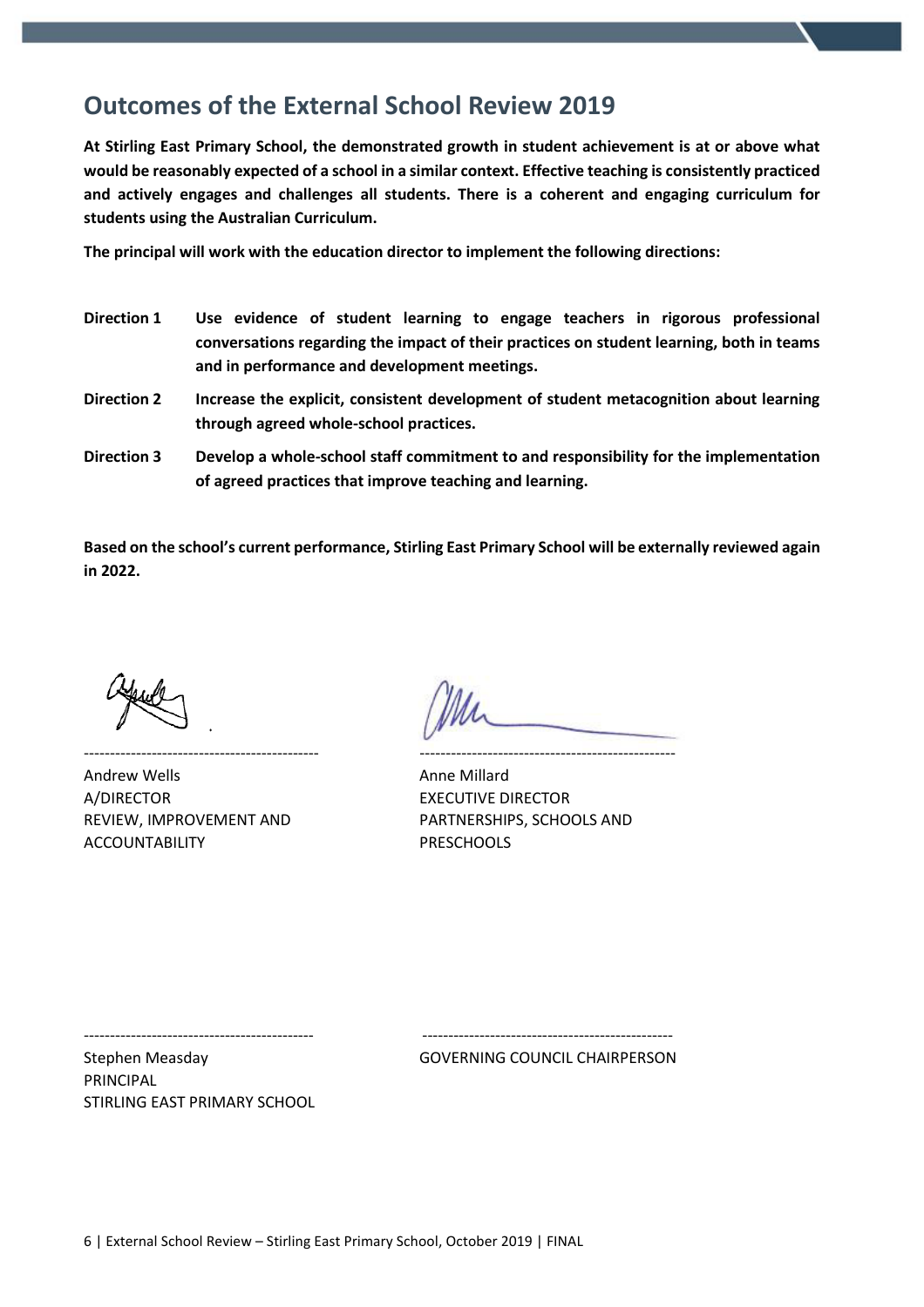# Outcomes of the External School Review 2019

**At Stirling East Primary School, the demonstrated growth in student achievement is at or above what would be reasonably expected of a school in a similar context. Effective teaching is consistently practiced and actively engages and challenges all students. There is a coherent and engaging curriculum for students using the Australian Curriculum.**

**The principal will work with the education director to implement the following directions:**

**Direction 1** **Use evidence of student learning to engage teachers in rigorous professional conversations regarding the impact of their practices on student learning, both in teams and in performance and development meetings.**

**Direction 2** **Increase the explicit, consistent development of student metacognition about learning through agreed whole-school practices.**

**Direction 3** **Develop a whole-school staff commitment to and responsibility for the implementation of agreed practices that improve teaching and learning.**

**Based on the school's current performance, Stirling East Primary School will be externally reviewed again in 2022.**

Andrew Wells
A/DIRECTOR
REVIEW, IMPROVEMENT AND ACCOUNTABILITY

Anne Millard
EXECUTIVE DIRECTOR
PARTNERSHIPS, SCHOOLS AND PRESCHOOLS

Stephen Measday
PRINCIPAL
STIRLING EAST PRIMARY SCHOOL

GOVERNING COUNCIL CHAIRPERSON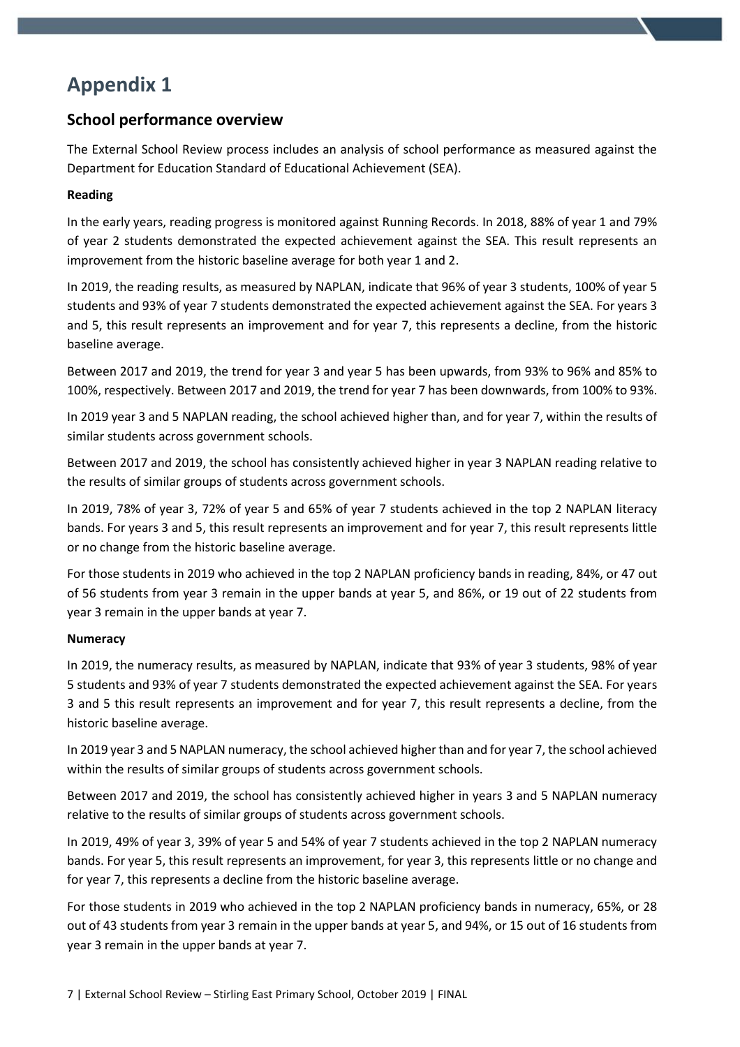# Appendix 1

## School performance overview

The External School Review process includes an analysis of school performance as measured against the Department for Education Standard of Educational Achievement (SEA).

**Reading**

In the early years, reading progress is monitored against Running Records. In 2018, 88% of year 1 and 79% of year 2 students demonstrated the expected achievement against the SEA. This result represents an improvement from the historic baseline average for both year 1 and 2.

In 2019, the reading results, as measured by NAPLAN, indicate that 96% of year 3 students, 100% of year 5 students and 93% of year 7 students demonstrated the expected achievement against the SEA. For years 3 and 5, this result represents an improvement and for year 7, this represents a decline, from the historic baseline average.

Between 2017 and 2019, the trend for year 3 and year 5 has been upwards, from 93% to 96% and 85% to 100%, respectively. Between 2017 and 2019, the trend for year 7 has been downwards, from 100% to 93%.

In 2019 year 3 and 5 NAPLAN reading, the school achieved higher than, and for year 7, within the results of similar students across government schools.

Between 2017 and 2019, the school has consistently achieved higher in year 3 NAPLAN reading relative to the results of similar groups of students across government schools.

In 2019, 78% of year 3, 72% of year 5 and 65% of year 7 students achieved in the top 2 NAPLAN literacy bands. For years 3 and 5, this result represents an improvement and for year 7, this result represents little or no change from the historic baseline average.

For those students in 2019 who achieved in the top 2 NAPLAN proficiency bands in reading, 84%, or 47 out of 56 students from year 3 remain in the upper bands at year 5, and 86%, or 19 out of 22 students from year 3 remain in the upper bands at year 7.

**Numeracy**

In 2019, the numeracy results, as measured by NAPLAN, indicate that 93% of year 3 students, 98% of year 5 students and 93% of year 7 students demonstrated the expected achievement against the SEA. For years 3 and 5 this result represents an improvement and for year 7, this result represents a decline, from the historic baseline average.

In 2019 year 3 and 5 NAPLAN numeracy, the school achieved higher than and for year 7, the school achieved within the results of similar groups of students across government schools.

Between 2017 and 2019, the school has consistently achieved higher in years 3 and 5 NAPLAN numeracy relative to the results of similar groups of students across government schools.

In 2019, 49% of year 3, 39% of year 5 and 54% of year 7 students achieved in the top 2 NAPLAN numeracy bands. For year 5, this result represents an improvement, for year 3, this represents little or no change and for year 7, this represents a decline from the historic baseline average.

For those students in 2019 who achieved in the top 2 NAPLAN proficiency bands in numeracy, 65%, or 28 out of 43 students from year 3 remain in the upper bands at year 5, and 94%, or 15 out of 16 students from year 3 remain in the upper bands at year 7.